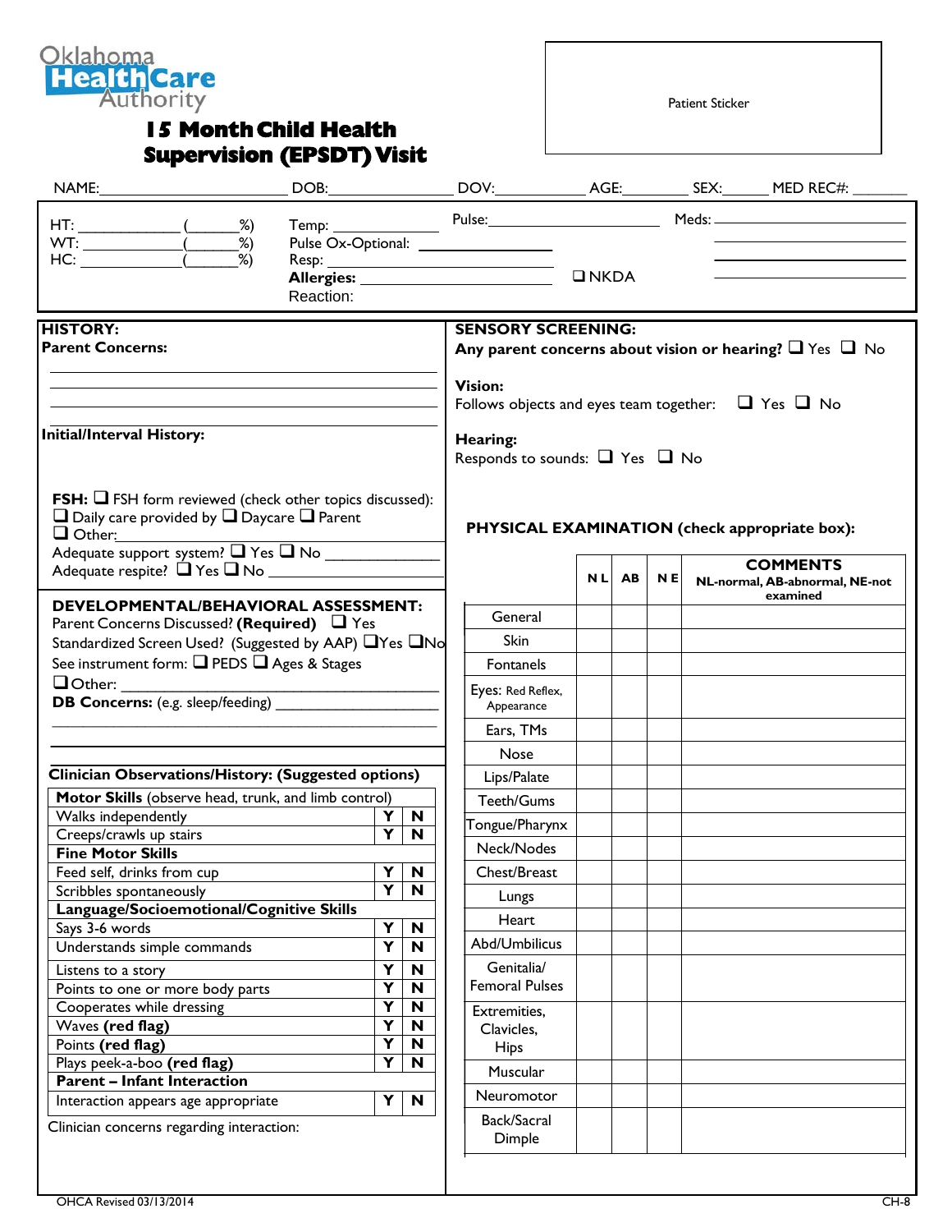Oklahoma Health Care Authority

# 15 Month Child Health Supervision (EPSDT) Visit

Patient Sticker

NAME:________________________ DOB:________________ DOV:___________ AGE:________ SEX:______ MED REC#: _______

HT: ____________ (______%)
WT: ____________ (______%)
HC: ____________ (______%)

Temp: ____________
Pulse Ox-Optional: ____________
Resp: ____________
**Allergies:** ____________ ❑ NKDA
Reaction:

Pulse: ____________

Meds: ____________

## HISTORY:

**Parent Concerns:**

______________________________________________

______________________________________________

______________________________________________

**Initial/Interval History:**

**FSH:** ❑ FSH form reviewed (check other topics discussed):
❑ Daily care provided by ❑ Daycare ❑ Parent
❑ Other: ____________
Adequate support system? ❑ Yes ❑ No ____________
Adequate respite? ❑ Yes ❑ No ____________

## DEVELOPMENTAL/BEHAVIORAL ASSESSMENT:

Parent Concerns Discussed? **(Required)** ❑ Yes
Standardized Screen Used? (Suggested by AAP) ❑Yes ❑No
See instrument form: ❑ PEDS ❑ Ages & Stages
❑Other: ____________
**DB Concerns:** (e.g. sleep/feeding) ____________

______________________________________________

**Clinician Observations/History: (Suggested options)**

| **Motor Skills** (observe head, trunk, and limb control) | | |
|---|---|---|
| Walks independently | Y | N |
| Creeps/crawls up stairs | Y | N |
| **Fine Motor Skills** | | |
| Feed self, drinks from cup | Y | N |
| Scribbles spontaneously | Y | N |
| **Language/Socioemotional/Cognitive Skills** | | |
| Says 3-6 words | Y | N |
| Understands simple commands | Y | N |
| Listens to a story | Y | N |
| Points to one or more body parts | Y | N |
| Cooperates while dressing | Y | N |
| Waves **(red flag)** | Y | N |
| Points **(red flag)** | Y | N |
| Plays peek-a-boo **(red flag)** | Y | N |
| **Parent – Infant Interaction** | | |
| Interaction appears age appropriate | Y | N |

Clinician concerns regarding interaction:

## SENSORY SCREENING:

**Any parent concerns about vision or hearing?** ❑ Yes ❑ No

**Vision:**
Follows objects and eyes team together: ❑ Yes ❑ No

**Hearing:**
Responds to sounds: ❑ Yes ❑ No

## PHYSICAL EXAMINATION (check appropriate box):

| | NL | AB | NE | COMMENTS NL-normal, AB-abnormal, NE-not examined |
|---|---|---|---|---|
| General | | | | |
| Skin | | | | |
| Fontanels | | | | |
| Eyes: Red Reflex, Appearance | | | | |
| Ears, TMs | | | | |
| Nose | | | | |
| Lips/Palate | | | | |
| Teeth/Gums | | | | |
| Tongue/Pharynx | | | | |
| Neck/Nodes | | | | |
| Chest/Breast | | | | |
| Lungs | | | | |
| Heart | | | | |
| Abd/Umbilicus | | | | |
| Genitalia/ Femoral Pulses | | | | |
| Extremities, Clavicles, Hips | | | | |
| Muscular | | | | |
| Neuromotor | | | | |
| Back/Sacral Dimple | | | | |

OHCA Revised 03/13/2014 CH-8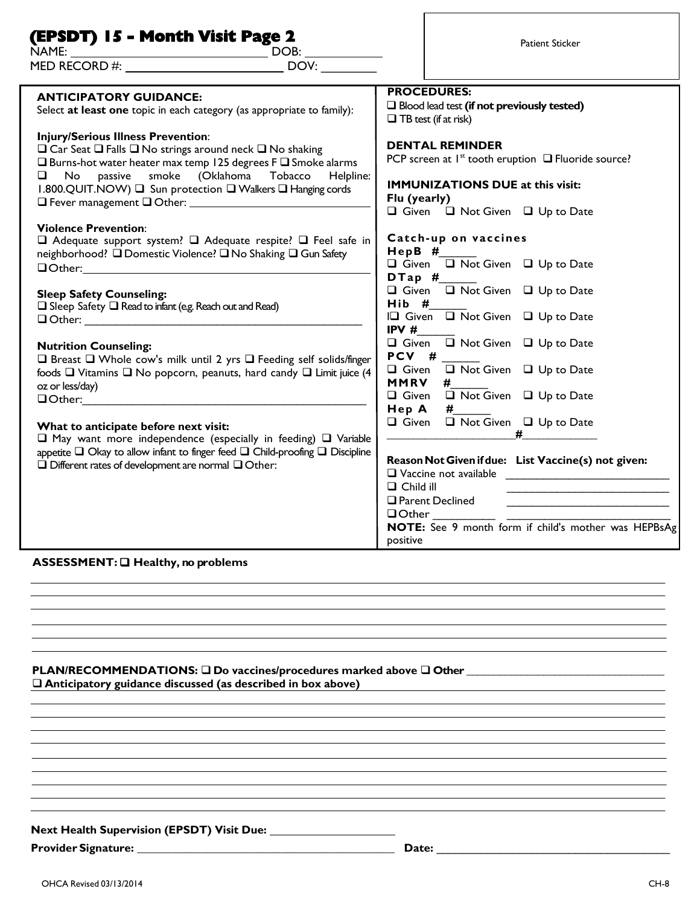# (EPSDT) 15 - Month Visit Page 2

NAME: ______________________________ DOB: ____________

MED RECORD #: ________________________ DOV: ________

Patient Sticker

## ANTICIPATORY GUIDANCE:

Select **at least one** topic in each category (as appropriate to family):

**Injury/Serious Illness Prevention**:
❑ Car Seat ❑ Falls ❑ No strings around neck ❑ No shaking ❑ Burns-hot water heater max temp 125 degrees F ❑ Smoke alarms ❑ No passive smoke (Oklahoma Tobacco Helpline: 1.800.QUIT.NOW) ❑ Sun protection ❑ Walkers ❑ Hanging cords ❑ Fever management ❑ Other: ____________________

**Violence Prevention**:
❑ Adequate support system? ❑ Adequate respite? ❑ Feel safe in neighborhood? ❑ Domestic Violence? ❑ No Shaking ❑ Gun Safety ❑ Other: ____________________

**Sleep Safety Counseling:**
❑ Sleep Safety ❑ Read to infant (e.g. Reach out and Read) ❑ Other: ____________________

**Nutrition Counseling:**
❑ Breast ❑ Whole cow's milk until 2 yrs ❑ Feeding self solids/finger foods ❑ Vitamins ❑ No popcorn, peanuts, hard candy ❑ Limit juice (4 oz or less/day) ❑ Other: ____________________

**What to anticipate before next visit:**
❑ May want more independence (especially in feeding) ❑ Variable appetite ❑ Okay to allow infant to finger feed ❑ Child-proofing ❑ Discipline ❑ Different rates of development are normal ❑ Other:

## PROCEDURES:

❑ Blood lead test **(if not previously tested)**
❑ TB test (if at risk)

**DENTAL REMINDER**
PCP screen at 1st tooth eruption ❑ Fluoride source?

**IMMUNIZATIONS DUE at this visit:**

**Flu (yearly)**
❑ Given ❑ Not Given ❑ Up to Date

**Catch-up on vaccines**

**HepB #______**
❑ Given ❑ Not Given ❑ Up to Date

**DTap #______**
❑ Given ❑ Not Given ❑ Up to Date

**Hib #______**
❑ Given ❑ Not Given ❑ Up to Date

**IPV #______**
❑ Given ❑ Not Given ❑ Up to Date

**PCV #______**
❑ Given ❑ Not Given ❑ Up to Date

**MMRV #______**
❑ Given ❑ Not Given ❑ Up to Date

**Hep A #______**
❑ Given ❑ Not Given ❑ Up to Date

____________________#____________

**Reason Not Given if due: List Vaccine(s) not given:**

❑ Vaccine not available ____________________
❑ Child ill ____________________
❑ Parent Declined ____________________
❑ Other __________ ____________________

**NOTE:** See 9 month form if child's mother was HEPBsAg positive

**ASSESSMENT:** ❑ **Healthy, no problems**

**PLAN/RECOMMENDATIONS:** ❑ **Do vaccines/procedures marked above** ❑ **Other** ____________________
❑ **Anticipatory guidance discussed (as described in box above)**

**Next Health Supervision (EPSDT) Visit Due:** ____________________

**Provider Signature:** ______________________________ **Date:** ____________________

OHCA Revised 03/13/2014 CH-8